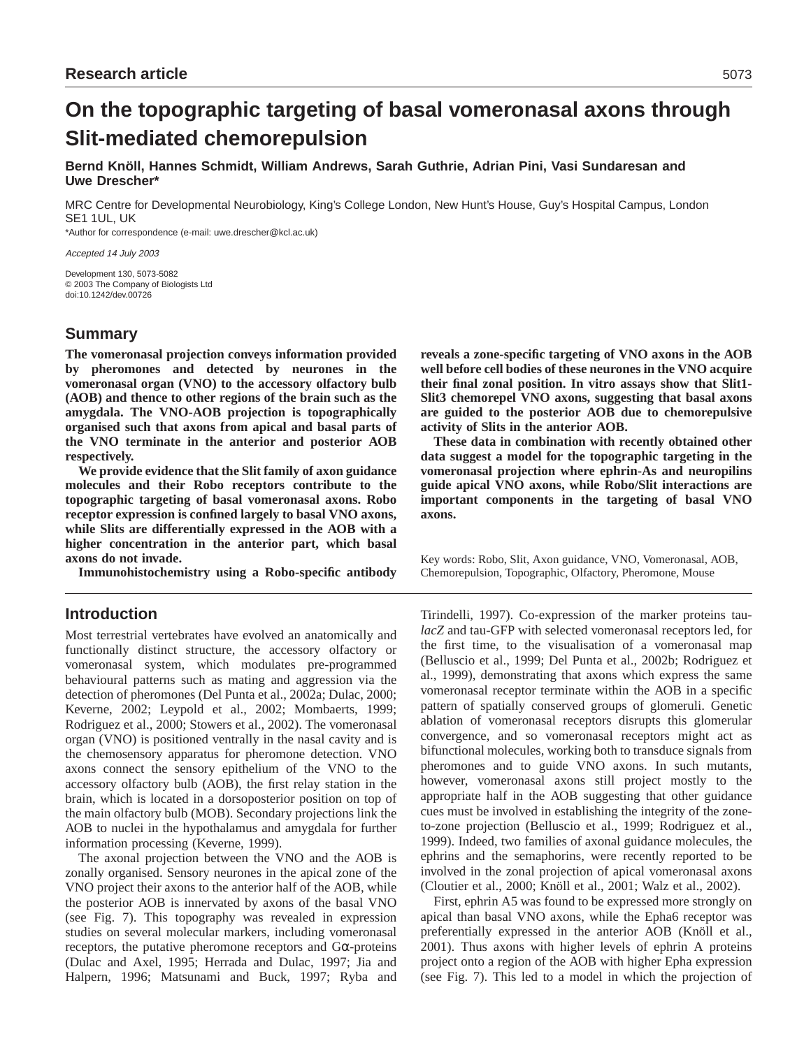Research article

# On the topographic targeting of basal vomeronasal axons through Slit-mediated chemorepulsion

**Bernd Knöll, Hannes Schmidt, William Andrews, Sarah Guthrie, Adrian Pini, Vasi Sundaresan and Uwe Drescher***

MRC Centre for Developmental Neurobiology, King's College London, New Hunt's House, Guy's Hospital Campus, London SE1 1UL, UK

*Author for correspondence (e-mail: uwe.drescher@kcl.ac.uk)

*Accepted 14 July 2003*

Development 130, 5073-5082
© 2003 The Company of Biologists Ltd
doi:10.1242/dev.00726

## Summary

**The vomeronasal projection conveys information provided by pheromones and detected by neurones in the vomeronasal organ (VNO) to the accessory olfactory bulb (AOB) and thence to other regions of the brain such as the amygdala. The VNO-AOB projection is topographically organised such that axons from apical and basal parts of the VNO terminate in the anterior and posterior AOB respectively.**

**We provide evidence that the Slit family of axon guidance molecules and their Robo receptors contribute to the topographic targeting of basal vomeronasal axons. Robo receptor expression is confined largely to basal VNO axons, while Slits are differentially expressed in the AOB with a higher concentration in the anterior part, which basal axons do not invade.**

**Immunohistochemistry using a Robo-specific antibody reveals a zone-specific targeting of VNO axons in the AOB well before cell bodies of these neurones in the VNO acquire their final zonal position. In vitro assays show that Slit1-Slit3 chemorepel VNO axons, suggesting that basal axons are guided to the posterior AOB due to chemorepulsive activity of Slits in the anterior AOB.**

**These data in combination with recently obtained other data suggest a model for the topographic targeting in the vomeronasal projection where ephrin-As and neuropilins guide apical VNO axons, while Robo/Slit interactions are important components in the targeting of basal VNO axons.**

Key words: Robo, Slit, Axon guidance, VNO, Vomeronasal, AOB, Chemorepulsion, Topographic, Olfactory, Pheromone, Mouse

## Introduction

Most terrestrial vertebrates have evolved an anatomically and functionally distinct structure, the accessory olfactory or vomeronasal system, which modulates pre-programmed behavioural patterns such as mating and aggression via the detection of pheromones (Del Punta et al., 2002a; Dulac, 2000; Keverne, 2002; Leypold et al., 2002; Mombaerts, 1999; Rodriguez et al., 2000; Stowers et al., 2002). The vomeronasal organ (VNO) is positioned ventrally in the nasal cavity and is the chemosensory apparatus for pheromone detection. VNO axons connect the sensory epithelium of the VNO to the accessory olfactory bulb (AOB), the first relay station in the brain, which is located in a dorsoposterior position on top of the main olfactory bulb (MOB). Secondary projections link the AOB to nuclei in the hypothalamus and amygdala for further information processing (Keverne, 1999).

The axonal projection between the VNO and the AOB is zonally organised. Sensory neurones in the apical zone of the VNO project their axons to the anterior half of the AOB, while the posterior AOB is innervated by axons of the basal VNO (see Fig. 7). This topography was revealed in expression studies on several molecular markers, including vomeronasal receptors, the putative pheromone receptors and Gα-proteins (Dulac and Axel, 1995; Herrada and Dulac, 1997; Jia and Halpern, 1996; Matsunami and Buck, 1997; Ryba and Tirindelli, 1997). Co-expression of the marker proteins tau-*lacZ* and tau-GFP with selected vomeronasal receptors led, for the first time, to the visualisation of a vomeronasal map (Belluscio et al., 1999; Del Punta et al., 2002b; Rodriguez et al., 1999), demonstrating that axons which express the same vomeronasal receptor terminate within the AOB in a specific pattern of spatially conserved groups of glomeruli. Genetic ablation of vomeronasal receptors disrupts this glomerular convergence, and so vomeronasal receptors might act as bifunctional molecules, working both to transduce signals from pheromones and to guide VNO axons. In such mutants, however, vomeronasal axons still project mostly to the appropriate half in the AOB suggesting that other guidance cues must be involved in establishing the integrity of the zone-to-zone projection (Belluscio et al., 1999; Rodriguez et al., 1999). Indeed, two families of axonal guidance molecules, the ephrins and the semaphorins, were recently reported to be involved in the zonal projection of apical vomeronasal axons (Cloutier et al., 2000; Knöll et al., 2001; Walz et al., 2002).

First, ephrin A5 was found to be expressed more strongly on apical than basal VNO axons, while the Epha6 receptor was preferentially expressed in the anterior AOB (Knöll et al., 2001). Thus axons with higher levels of ephrin A proteins project onto a region of the AOB with higher Epha expression (see Fig. 7). This led to a model in which the projection of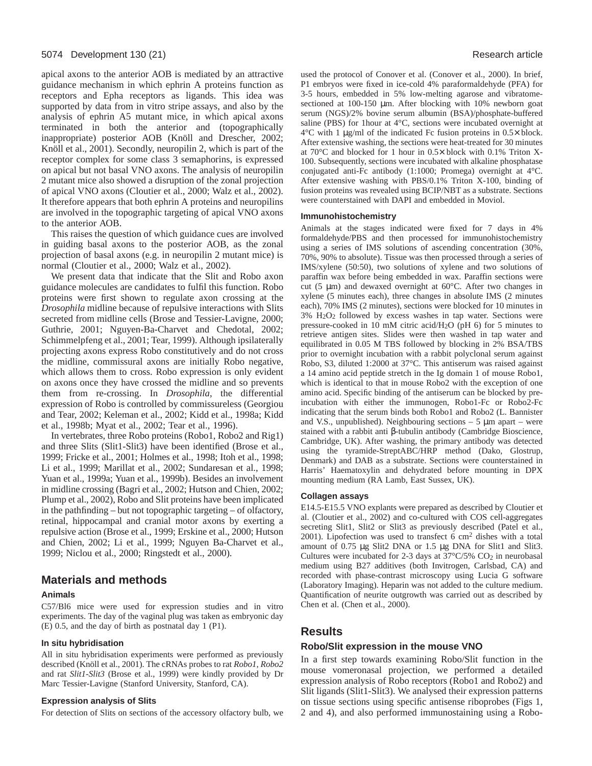apical axons to the anterior AOB is mediated by an attractive guidance mechanism in which ephrin A proteins function as receptors and Epha receptors as ligands. This idea was supported by data from in vitro stripe assays, and also by the analysis of ephrin A5 mutant mice, in which apical axons terminated in both the anterior and (topographically inappropriate) posterior AOB (Knöll and Drescher, 2002; Knöll et al., 2001). Secondly, neuropilin 2, which is part of the receptor complex for some class 3 semaphorins, is expressed on apical but not basal VNO axons. The analysis of neuropilin 2 mutant mice also showed a disruption of the zonal projection of apical VNO axons (Cloutier et al., 2000; Walz et al., 2002). It therefore appears that both ephrin A proteins and neuropilins are involved in the topographic targeting of apical VNO axons to the anterior AOB.

This raises the question of which guidance cues are involved in guiding basal axons to the posterior AOB, as the zonal projection of basal axons (e.g. in neuropilin 2 mutant mice) is normal (Cloutier et al., 2000; Walz et al., 2002).

We present data that indicate that the Slit and Robo axon guidance molecules are candidates to fulfil this function. Robo proteins were first shown to regulate axon crossing at the *Drosophila* midline because of repulsive interactions with Slits secreted from midline cells (Brose and Tessier-Lavigne, 2000; Guthrie, 2001; Nguyen-Ba-Charvet and Chedotal, 2002; Schimmelpfeng et al., 2001; Tear, 1999). Although ipsilaterally projecting axons express Robo constitutively and do not cross the midline, commissural axons are initially Robo negative, which allows them to cross. Robo expression is only evident on axons once they have crossed the midline and so prevents them from re-crossing. In *Drosophila*, the differential expression of Robo is controlled by commissureless (Georgiou and Tear, 2002; Keleman et al., 2002; Kidd et al., 1998a; Kidd et al., 1998b; Myat et al., 2002; Tear et al., 1996).

In vertebrates, three Robo proteins (Robo1, Robo2 and Rig1) and three Slits (Slit1-Slit3) have been identified (Brose et al., 1999; Fricke et al., 2001; Holmes et al., 1998; Itoh et al., 1998; Li et al., 1999; Marillat et al., 2002; Sundaresan et al., 1998; Yuan et al., 1999a; Yuan et al., 1999b). Besides an involvement in midline crossing (Bagri et al., 2002; Hutson and Chien, 2002; Plump et al., 2002), Robo and Slit proteins have been implicated in the pathfinding – but not topographic targeting – of olfactory, retinal, hippocampal and cranial motor axons by exerting a repulsive action (Brose et al., 1999; Erskine et al., 2000; Hutson and Chien, 2002; Li et al., 1999; Nguyen Ba-Charvet et al., 1999; Niclou et al., 2000; Ringstedt et al., 2000).

## Materials and methods

### Animals

C57/Bl6 mice were used for expression studies and in vitro experiments. The day of the vaginal plug was taken as embryonic day (E) 0.5, and the day of birth as postnatal day 1 (P1).

### In situ hybridisation

All in situ hybridisation experiments were performed as previously described (Knöll et al., 2001). The cRNAs probes to rat *Robo1*, *Robo2* and rat *Slit1-Slit3* (Brose et al., 1999) were kindly provided by Dr Marc Tessier-Lavigne (Stanford University, Stanford, CA).

### Expression analysis of Slits

For detection of Slits on sections of the accessory olfactory bulb, we used the protocol of Conover et al. (Conover et al., 2000). In brief, P1 embryos were fixed in ice-cold 4% paraformaldehyde (PFA) for 3-5 hours, embedded in 5% low-melting agarose and vibratome-sectioned at 100-150 μm. After blocking with 10% newborn goat serum (NGS)/2% bovine serum albumin (BSA)/phosphate-buffered saline (PBS) for 1hour at 4°C, sections were incubated overnight at 4°C with 1 μg/ml of the indicated Fc fusion proteins in 0.5× block. After extensive washing, the sections were heat-treated for 30 minutes at 70°C and blocked for 1 hour in 0.5× block with 0.1% Triton X-100. Subsequently, sections were incubated with alkaline phosphatase conjugated anti-Fc antibody (1:1000; Promega) overnight at 4°C. After extensive washing with PBS/0.1% Triton X-100, binding of fusion proteins was revealed using BCIP/NBT as a substrate. Sections were counterstained with DAPI and embedded in Moviol.

### Immunohistochemistry

Animals at the stages indicated were fixed for 7 days in 4% formaldehyde/PBS and then processed for immunohistochemistry using a series of IMS solutions of ascending concentration (30%, 70%, 90% to absolute). Tissue was then processed through a series of IMS/xylene (50:50), two solutions of xylene and two solutions of paraffin wax before being embedded in wax. Paraffin sections were cut (5 μm) and dewaxed overnight at 60°C. After two changes in xylene (5 minutes each), three changes in absolute IMS (2 minutes each), 70% IMS (2 minutes), sections were blocked for 10 minutes in 3% $H_2O_2$ followed by excess washes in tap water. Sections were pressure-cooked in 10 mM citric acid/$H_2O$ (pH 6) for 5 minutes to retrieve antigen sites. Slides were then washed in tap water and equilibrated in 0.05 M TBS followed by blocking in 2% BSA/TBS prior to overnight incubation with a rabbit polyclonal serum against Robo, S3, diluted 1:2000 at 37°C. This antiserum was raised against a 14 amino acid peptide stretch in the Ig domain 1 of mouse Robo1, which is identical to that in mouse Robo2 with the exception of one amino acid. Specific binding of the antiserum can be blocked by pre-incubation with either the immunogen, Robo1-Fc or Robo2-Fc indicating that the serum binds both Robo1 and Robo2 (L. Bannister and V.S., unpublished). Neighbouring sections – 5 μm apart – were stained with a rabbit anti β-tubulin antibody (Cambridge Bioscience, Cambridge, UK). After washing, the primary antibody was detected using the tyramide-StreptABC/HRP method (Dako, Glostrup, Denmark) and DAB as a substrate. Sections were counterstained in Harris' Haematoxylin and dehydrated before mounting in DPX mounting medium (RA Lamb, East Sussex, UK).

### Collagen assays

E14.5-E15.5 VNO explants were prepared as described by Cloutier et al. (Cloutier et al., 2002) and co-cultured with COS cell-aggregates secreting Slit1, Slit2 or Slit3 as previously described (Patel et al., 2001). Lipofection was used to transfect 6 $cm^2$ dishes with a total amount of 0.75 μg Slit2 DNA or 1.5 μg DNA for Slit1 and Slit3. Cultures were incubated for 2-3 days at 37°C/5% $CO_2$ in neurobasal medium using B27 additives (both Invitrogen, Carlsbad, CA) and recorded with phase-contrast microscopy using Lucia G software (Laboratory Imaging). Heparin was not added to the culture medium. Quantification of neurite outgrowth was carried out as described by Chen et al. (Chen et al., 2000).

## Results

### Robo/Slit expression in the mouse VNO

In a first step towards examining Robo/Slit function in the mouse vomeronasal projection, we performed a detailed expression analysis of Robo receptors (Robo1 and Robo2) and Slit ligands (Slit1-Slit3). We analysed their expression patterns on tissue sections using specific antisense riboprobes (Figs 1, 2 and 4), and also performed immunostaining using a Robo-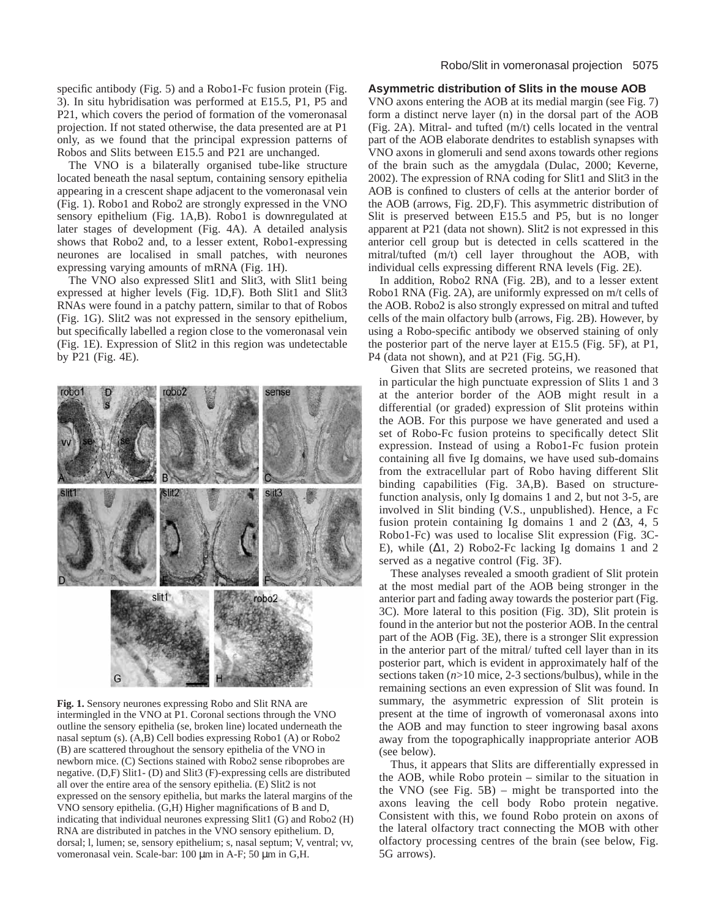specific antibody (Fig. 5) and a Robo1-Fc fusion protein (Fig. 3). In situ hybridisation was performed at E15.5, P1, P5 and P21, which covers the period of formation of the vomeronasal projection. If not stated otherwise, the data presented are at P1 only, as we found that the principal expression patterns of Robos and Slits between E15.5 and P21 are unchanged.

The VNO is a bilaterally organised tube-like structure located beneath the nasal septum, containing sensory epithelia appearing in a crescent shape adjacent to the vomeronasal vein (Fig. 1). Robo1 and Robo2 are strongly expressed in the VNO sensory epithelium (Fig. 1A,B). Robo1 is downregulated at later stages of development (Fig. 4A). A detailed analysis shows that Robo2 and, to a lesser extent, Robo1-expressing neurones are localised in small patches, with neurones expressing varying amounts of mRNA (Fig. 1H).

The VNO also expressed Slit1 and Slit3, with Slit1 being expressed at higher levels (Fig. 1D,F). Both Slit1 and Slit3 RNAs were found in a patchy pattern, similar to that of Robos (Fig. 1G). Slit2 was not expressed in the sensory epithelium, but specifically labelled a region close to the vomeronasal vein (Fig. 1E). Expression of Slit2 in this region was undetectable by P21 (Fig. 4E).

**Fig. 1.** Sensory neurones expressing Robo and Slit RNA are intermingled in the VNO at P1. Coronal sections through the VNO outline the sensory epithelia (se, broken line) located underneath the nasal septum (s). (A,B) Cell bodies expressing Robo1 (A) or Robo2 (B) are scattered throughout the sensory epithelia of the VNO in newborn mice. (C) Sections stained with Robo2 sense riboprobes are negative. (D,F) Slit1- (D) and Slit3 (F)-expressing cells are distributed all over the entire area of the sensory epithelia. (E) Slit2 is not expressed on the sensory epithelia, but marks the lateral margins of the VNO sensory epithelia. (G,H) Higher magnifications of B and D, indicating that individual neurones expressing Slit1 (G) and Robo2 (H) RNA are distributed in patches in the VNO sensory epithelium. D, dorsal; l, lumen; se, sensory epithelium; s, nasal septum; V, ventral; vv, vomeronasal vein. Scale-bar: 100 μm in A-F; 50 μm in G,H.

### Asymmetric distribution of Slits in the mouse AOB

VNO axons entering the AOB at its medial margin (see Fig. 7) form a distinct nerve layer (n) in the dorsal part of the AOB (Fig. 2A). Mitral- and tufted (m/t) cells located in the ventral part of the AOB elaborate dendrites to establish synapses with VNO axons in glomeruli and send axons towards other regions of the brain such as the amygdala (Dulac, 2000; Keverne, 2002). The expression of RNA coding for Slit1 and Slit3 in the AOB is confined to clusters of cells at the anterior border of the AOB (arrows, Fig. 2D,F). This asymmetric distribution of Slit is preserved between E15.5 and P5, but is no longer apparent at P21 (data not shown). Slit2 is not expressed in this anterior cell group but is detected in cells scattered in the mitral/tufted (m/t) cell layer throughout the AOB, with individual cells expressing different RNA levels (Fig. 2E).

In addition, Robo2 RNA (Fig. 2B), and to a lesser extent Robo1 RNA (Fig. 2A), are uniformly expressed on m/t cells of the AOB. Robo2 is also strongly expressed on mitral and tufted cells of the main olfactory bulb (arrows, Fig. 2B). However, by using a Robo-specific antibody we observed staining of only the posterior part of the nerve layer at E15.5 (Fig. 5F), at P1, P4 (data not shown), and at P21 (Fig. 5G,H).

Given that Slits are secreted proteins, we reasoned that in particular the high punctuate expression of Slits 1 and 3 at the anterior border of the AOB might result in a differential (or graded) expression of Slit proteins within the AOB. For this purpose we have generated and used a set of Robo-Fc fusion proteins to specifically detect Slit expression. Instead of using a Robo1-Fc fusion protein containing all five Ig domains, we have used sub-domains from the extracellular part of Robo having different Slit binding capabilities (Fig. 3A,B). Based on structure-function analysis, only Ig domains 1 and 2, but not 3-5, are involved in Slit binding (V.S., unpublished). Hence, a Fc fusion protein containing Ig domains 1 and 2 (Δ3, 4, 5 Robo1-Fc) was used to localise Slit expression (Fig. 3C-E), while (Δ1, 2) Robo2-Fc lacking Ig domains 1 and 2 served as a negative control (Fig. 3F).

These analyses revealed a smooth gradient of Slit protein at the most medial part of the AOB being stronger in the anterior part and fading away towards the posterior part (Fig. 3C). More lateral to this position (Fig. 3D), Slit protein is found in the anterior but not the posterior AOB. In the central part of the AOB (Fig. 3E), there is a stronger Slit expression in the anterior part of the mitral/ tufted cell layer than in its posterior part, which is evident in approximately half of the sections taken ($n$>10 mice, 2-3 sections/bulbus), while in the remaining sections an even expression of Slit was found. In summary, the asymmetric expression of Slit protein is present at the time of ingrowth of vomeronasal axons into the AOB and may function to steer ingrowing basal axons away from the topographically inappropriate anterior AOB (see below).

Thus, it appears that Slits are differentially expressed in the AOB, while Robo protein – similar to the situation in the VNO (see Fig. 5B) – might be transported into the axons leaving the cell body Robo protein negative. Consistent with this, we found Robo protein on axons of the lateral olfactory tract connecting the MOB with other olfactory processing centres of the brain (see below, Fig. 5G arrows).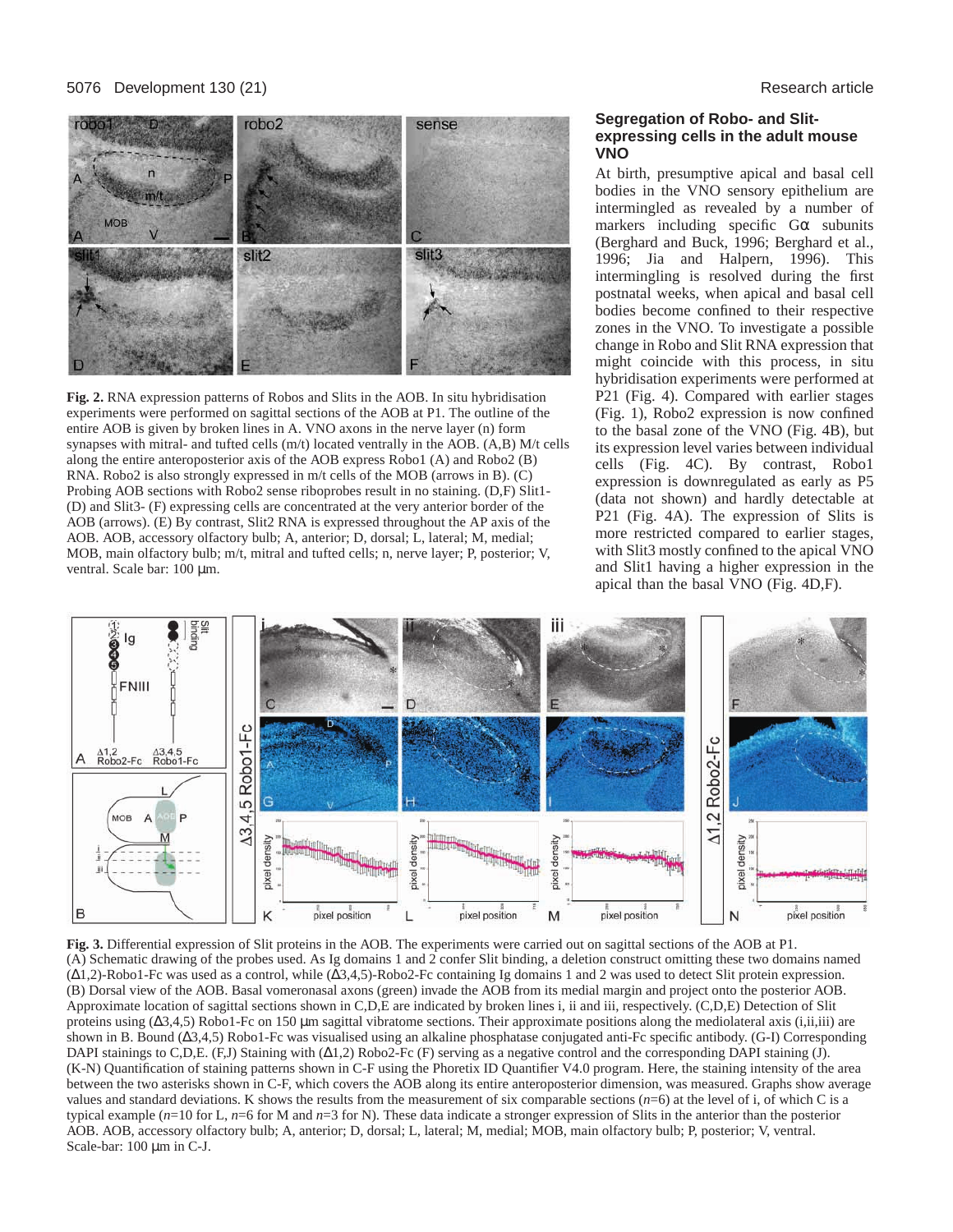**Fig. 2.** RNA expression patterns of Robos and Slits in the AOB. In situ hybridisation experiments were performed on sagittal sections of the AOB at P1. The outline of the entire AOB is given by broken lines in A. VNO axons in the nerve layer (n) form synapses with mitral- and tufted cells (m/t) located ventrally in the AOB. (A,B) M/t cells along the entire anteroposterior axis of the AOB express Robo1 (A) and Robo2 (B) RNA. Robo2 is also strongly expressed in m/t cells of the MOB (arrows in B). (C) Probing AOB sections with Robo2 sense riboprobes result in no staining. (D,F) Slit1- (D) and Slit3- (F) expressing cells are concentrated at the very anterior border of the AOB (arrows). (E) By contrast, Slit2 RNA is expressed throughout the AP axis of the AOB. AOB, accessory olfactory bulb; A, anterior; D, dorsal; L, lateral; M, medial; MOB, main olfactory bulb; m/t, mitral and tufted cells; n, nerve layer; P, posterior; V, ventral. Scale bar: 100 μm.

### Segregation of Robo- and Slit-expressing cells in the adult mouse VNO

At birth, presumptive apical and basal cell bodies in the VNO sensory epithelium are intermingled as revealed by a number of markers including specific Gα subunits (Berghard and Buck, 1996; Berghard et al., 1996; Jia and Halpern, 1996). This intermingling is resolved during the first postnatal weeks, when apical and basal cell bodies become confined to their respective zones in the VNO. To investigate a possible change in Robo and Slit RNA expression that might coincide with this process, in situ hybridisation experiments were performed at P21 (Fig. 4). Compared with earlier stages (Fig. 1), Robo2 expression is now confined to the basal zone of the VNO (Fig. 4B), but its expression level varies between individual cells (Fig. 4C). By contrast, Robo1 expression is downregulated as early as P5 (data not shown) and hardly detectable at P21 (Fig. 4A). The expression of Slits is more restricted compared to earlier stages, with Slit3 mostly confined to the apical VNO and Slit1 having a higher expression in the apical than the basal VNO (Fig. 4D,F).

**Fig. 3.** Differential expression of Slit proteins in the AOB. The experiments were carried out on sagittal sections of the AOB at P1. (A) Schematic drawing of the probes used. As Ig domains 1 and 2 confer Slit binding, a deletion construct omitting these two domains named (Δ1,2)-Robo1-Fc was used as a control, while (Δ3,4,5)-Robo2-Fc containing Ig domains 1 and 2 was used to detect Slit protein expression. (B) Dorsal view of the AOB. Basal vomeronasal axons (green) invade the AOB from its medial margin and project onto the posterior AOB. Approximate location of sagittal sections shown in C,D,E are indicated by broken lines i, ii and iii, respectively. (C,D,E) Detection of Slit proteins using (Δ3,4,5) Robo1-Fc on 150 μm sagittal vibratome sections. Their approximate positions along the mediolateral axis (i,ii,iii) are shown in B. Bound (Δ3,4,5) Robo1-Fc was visualised using an alkaline phosphatase conjugated anti-Fc specific antibody. (G-I) Corresponding DAPI stainings to C,D,E. (F,J) Staining with (Δ1,2) Robo2-Fc (F) serving as a negative control and the corresponding DAPI staining (J). (K-N) Quantification of staining patterns shown in C-F using the Phoretix ID Quantifier V4.0 program. Here, the staining intensity of the area between the two asterisks shown in C-F, which covers the AOB along its entire anteroposterior dimension, was measured. Graphs show average values and standard deviations. K shows the results from the measurement of six comparable sections ($n$=6) at the level of i, of which C is a typical example ($n$=10 for L, $n$=6 for M and $n$=3 for N). These data indicate a stronger expression of Slits in the anterior than the posterior AOB. AOB, accessory olfactory bulb; A, anterior; D, dorsal; L, lateral; M, medial; MOB, main olfactory bulb; P, posterior; V, ventral. Scale-bar: 100 μm in C-J.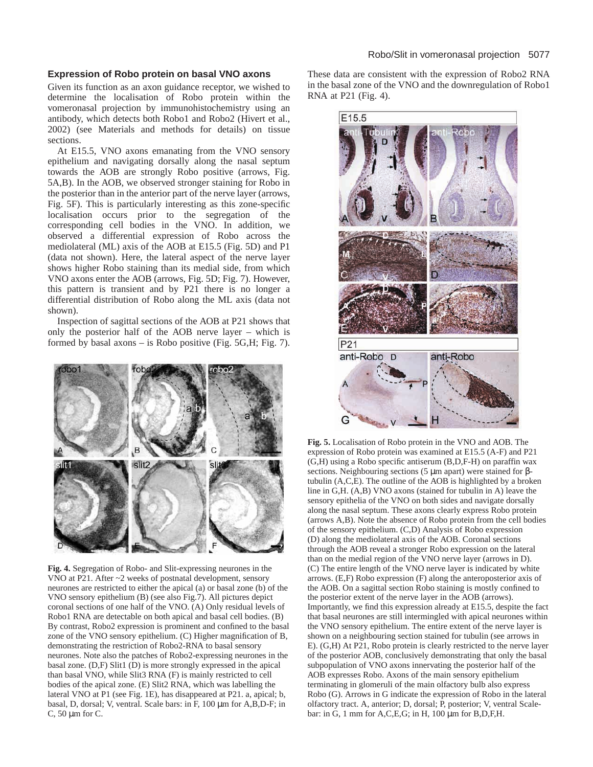### Expression of Robo protein on basal VNO axons

Given its function as an axon guidance receptor, we wished to determine the localisation of Robo protein within the vomeronasal projection by immunohistochemistry using an antibody, which detects both Robo1 and Robo2 (Hivert et al., 2002) (see Materials and methods for details) on tissue sections.

At E15.5, VNO axons emanating from the VNO sensory epithelium and navigating dorsally along the nasal septum towards the AOB are strongly Robo positive (arrows, Fig. 5A,B). In the AOB, we observed stronger staining for Robo in the posterior than in the anterior part of the nerve layer (arrows, Fig. 5F). This is particularly interesting as this zone-specific localisation occurs prior to the segregation of the corresponding cell bodies in the VNO. In addition, we observed a differential expression of Robo across the mediolateral (ML) axis of the AOB at E15.5 (Fig. 5D) and P1 (data not shown). Here, the lateral aspect of the nerve layer shows higher Robo staining than its medial side, from which VNO axons enter the AOB (arrows, Fig. 5D; Fig. 7). However, this pattern is transient and by P21 there is no longer a differential distribution of Robo along the ML axis (data not shown).

Inspection of sagittal sections of the AOB at P21 shows that only the posterior half of the AOB nerve layer – which is formed by basal axons – is Robo positive (Fig. 5G,H; Fig. 7). These data are consistent with the expression of Robo2 RNA in the basal zone of the VNO and the downregulation of Robo1 RNA at P21 (Fig. 4).

**Fig. 4.** Segregation of Robo- and Slit-expressing neurones in the VNO at P21. After ~2 weeks of postnatal development, sensory neurones are restricted to either the apical (a) or basal zone (b) of the VNO sensory epithelium (B) (see also Fig.7). All pictures depict coronal sections of one half of the VNO. (A) Only residual levels of Robo1 RNA are detectable on both apical and basal cell bodies. (B) By contrast, Robo2 expression is prominent and confined to the basal zone of the VNO sensory epithelium. (C) Higher magnification of B, demonstrating the restriction of Robo2-RNA to basal sensory neurones. Note also the patches of Robo2-expressing neurones in the basal zone. (D,F) Slit1 (D) is more strongly expressed in the apical than basal VNO, while Slit3 RNA (F) is mainly restricted to cell bodies of the apical zone. (E) Slit2 RNA, which was labelling the lateral VNO at P1 (see Fig. 1E), has disappeared at P21. a, apical; b, basal, D, dorsal; V, ventral. Scale bars: in F, 100 μm for A,B,D-F; in C, 50 μm for C.

**Fig. 5.** Localisation of Robo protein in the VNO and AOB. The expression of Robo protein was examined at E15.5 (A-F) and P21 (G,H) using a Robo specific antiserum (B,D,F-H) on paraffin wax sections. Neighbouring sections (5 μm apart) were stained for β-tubulin (A,C,E). The outline of the AOB is highlighted by a broken line in G,H. (A,B) VNO axons (stained for tubulin in A) leave the sensory epithelia of the VNO on both sides and navigate dorsally along the nasal septum. These axons clearly express Robo protein (arrows A,B). Note the absence of Robo protein from the cell bodies of the sensory epithelium. (C,D) Analysis of Robo expression (D) along the mediolateral axis of the AOB. Coronal sections through the AOB reveal a stronger Robo expression on the lateral than on the medial region of the VNO nerve layer (arrows in D). (C) The entire length of the VNO nerve layer is indicated by white arrows. (E,F) Robo expression (F) along the anteroposterior axis of the AOB. On a sagittal section Robo staining is mostly confined to the posterior extent of the nerve layer in the AOB (arrows). Importantly, we find this expression already at E15.5, despite the fact that basal neurones are still intermingled with apical neurones within the VNO sensory epithelium. The entire extent of the nerve layer is shown on a neighbouring section stained for tubulin (see arrows in E). (G,H) At P21, Robo protein is clearly restricted to the nerve layer of the posterior AOB, conclusively demonstrating that only the basal subpopulation of VNO axons innervating the posterior half of the AOB expresses Robo. Axons of the main sensory epithelium terminating in glomeruli of the main olfactory bulb also express Robo (G). Arrows in G indicate the expression of Robo in the lateral olfactory tract. A, anterior; D, dorsal; P, posterior; V, ventral Scale-bar: in G, 1 mm for A,C,E,G; in H, 100 μm for B,D,F,H.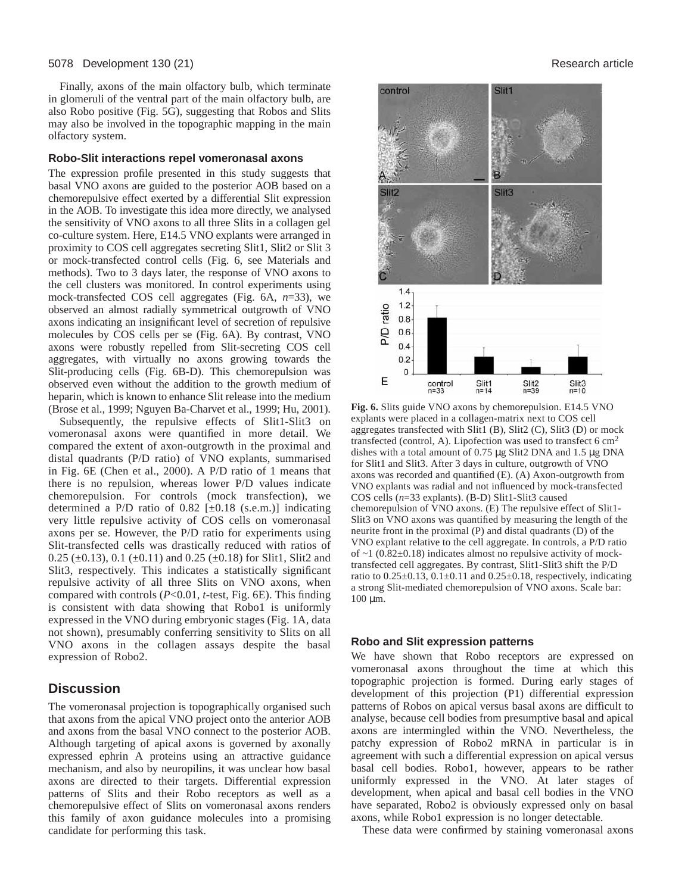Finally, axons of the main olfactory bulb, which terminate in glomeruli of the ventral part of the main olfactory bulb, are also Robo positive (Fig. 5G), suggesting that Robos and Slits may also be involved in the topographic mapping in the main olfactory system.

### Robo-Slit interactions repel vomeronasal axons

The expression profile presented in this study suggests that basal VNO axons are guided to the posterior AOB based on a chemorepulsive effect exerted by a differential Slit expression in the AOB. To investigate this idea more directly, we analysed the sensitivity of VNO axons to all three Slits in a collagen gel co-culture system. Here, E14.5 VNO explants were arranged in proximity to COS cell aggregates secreting Slit1, Slit2 or Slit 3 or mock-transfected control cells (Fig. 6, see Materials and methods). Two to 3 days later, the response of VNO axons to the cell clusters was monitored. In control experiments using mock-transfected COS cell aggregates (Fig. 6A, *n*=33), we observed an almost radially symmetrical outgrowth of VNO axons indicating an insignificant level of secretion of repulsive molecules by COS cells per se (Fig. 6A). By contrast, VNO axons were robustly repelled from Slit-secreting COS cell aggregates, with virtually no axons growing towards the Slit-producing cells (Fig. 6B-D). This chemorepulsion was observed even without the addition to the growth medium of heparin, which is known to enhance Slit release into the medium (Brose et al., 1999; Nguyen Ba-Charvet et al., 1999; Hu, 2001).

Subsequently, the repulsive effects of Slit1-Slit3 on vomeronasal axons were quantified in more detail. We compared the extent of axon-outgrowth in the proximal and distal quadrants (P/D ratio) of VNO explants, summarised in Fig. 6E (Chen et al., 2000). A P/D ratio of 1 means that there is no repulsion, whereas lower P/D values indicate chemorepulsion. For controls (mock transfection), we determined a P/D ratio of 0.82 [±0.18 (s.e.m.)] indicating very little repulsive activity of COS cells on vomeronasal axons per se. However, the P/D ratio for experiments using Slit-transfected cells was drastically reduced with ratios of 0.25 (±0.13), 0.1 (±0.11) and 0.25 (±0.18) for Slit1, Slit2 and Slit3, respectively. This indicates a statistically significant repulsive activity of all three Slits on VNO axons, when compared with controls (*P*<0.01, *t*-test, Fig. 6E). This finding is consistent with data showing that Robo1 is uniformly expressed in the VNO during embryonic stages (Fig. 1A, data not shown), presumably conferring sensitivity to Slits on all VNO axons in the collagen assays despite the basal expression of Robo2.

control
Slit1
Slit2
Slit3
A
B
C
D
P/D ratio
1.4
1.2
1
0.8
0.6
0.4
0.2
0
E
control n=33
Slit1 n=14
Slit2 n=39
Slit3 n=10

**Fig. 6.** Slits guide VNO axons by chemorepulsion. E14.5 VNO explants were placed in a collagen-matrix next to COS cell aggregates transfected with Slit1 (B), Slit2 (C), Slit3 (D) or mock transfected (control, A). Lipofection was used to transfect 6 $cm^2$ dishes with a total amount of 0.75 μg Slit2 DNA and 1.5 μg DNA for Slit1 and Slit3. After 3 days in culture, outgrowth of VNO axons was recorded and quantified (E). (A) Axon-outgrowth from VNO explants was radial and not influenced by mock-transfected COS cells (*n*=33 explants). (B-D) Slit1-Slit3 caused chemorepulsion of VNO axons. (E) The repulsive effect of Slit1-Slit3 on VNO axons was quantified by measuring the length of the neurite front in the proximal (P) and distal quadrants (D) of the VNO explant relative to the cell aggregate. In controls, a P/D ratio of ~1 (0.82±0.18) indicates almost no repulsive activity of mock-transfected cell aggregates. By contrast, Slit1-Slit3 shift the P/D ratio to 0.25±0.13, 0.1±0.11 and 0.25±0.18, respectively, indicating a strong Slit-mediated chemorepulsion of VNO axons. Scale bar: 100 μm.

## Discussion

The vomeronasal projection is topographically organised such that axons from the apical VNO project onto the anterior AOB and axons from the basal VNO connect to the posterior AOB. Although targeting of apical axons is governed by axonally expressed ephrin A proteins using an attractive guidance mechanism, and also by neuropilins, it was unclear how basal axons are directed to their targets. Differential expression patterns of Slits and their Robo receptors as well as a chemorepulsive effect of Slits on vomeronasal axons renders this family of axon guidance molecules into a promising candidate for performing this task.

### Robo and Slit expression patterns

We have shown that Robo receptors are expressed on vomeronasal axons throughout the time at which this topographic projection is formed. During early stages of development of this projection (P1) differential expression patterns of Robos on apical versus basal axons are difficult to analyse, because cell bodies from presumptive basal and apical axons are intermingled within the VNO. Nevertheless, the patchy expression of Robo2 mRNA in particular is in agreement with such a differential expression on apical versus basal cell bodies. Robo1, however, appears to be rather uniformly expressed in the VNO. At later stages of development, when apical and basal cell bodies in the VNO have separated, Robo2 is obviously expressed only on basal axons, while Robo1 expression is no longer detectable.

These data were confirmed by staining vomeronasal axons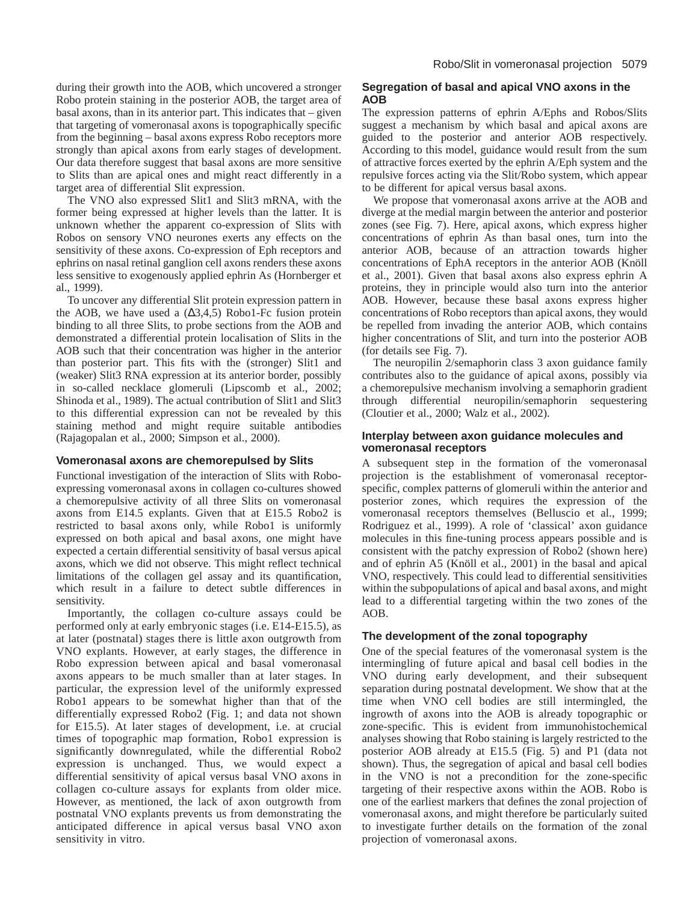during their growth into the AOB, which uncovered a stronger Robo protein staining in the posterior AOB, the target area of basal axons, than in its anterior part. This indicates that – given that targeting of vomeronasal axons is topographically specific from the beginning – basal axons express Robo receptors more strongly than apical axons from early stages of development. Our data therefore suggest that basal axons are more sensitive to Slits than are apical ones and might react differently in a target area of differential Slit expression.

The VNO also expressed Slit1 and Slit3 mRNA, with the former being expressed at higher levels than the latter. It is unknown whether the apparent co-expression of Slits with Robos on sensory VNO neurones exerts any effects on the sensitivity of these axons. Co-expression of Eph receptors and ephrins on nasal retinal ganglion cell axons renders these axons less sensitive to exogenously applied ephrin As (Hornberger et al., 1999).

To uncover any differential Slit protein expression pattern in the AOB, we have used a (Δ3,4,5) Robo1-Fc fusion protein binding to all three Slits, to probe sections from the AOB and demonstrated a differential protein localisation of Slits in the AOB such that their concentration was higher in the anterior than posterior part. This fits with the (stronger) Slit1 and (weaker) Slit3 RNA expression at its anterior border, possibly in so-called necklace glomeruli (Lipscomb et al., 2002; Shinoda et al., 1989). The actual contribution of Slit1 and Slit3 to this differential expression can not be revealed by this staining method and might require suitable antibodies (Rajagopalan et al., 2000; Simpson et al., 2000).

### Vomeronasal axons are chemorepulsed by Slits

Functional investigation of the interaction of Slits with Robo-expressing vomeronasal axons in collagen co-cultures showed a chemorepulsive activity of all three Slits on vomeronasal axons from E14.5 explants. Given that at E15.5 Robo2 is restricted to basal axons only, while Robo1 is uniformly expressed on both apical and basal axons, one might have expected a certain differential sensitivity of basal versus apical axons, which we did not observe. This might reflect technical limitations of the collagen gel assay and its quantification, which result in a failure to detect subtle differences in sensitivity.

Importantly, the collagen co-culture assays could be performed only at early embryonic stages (i.e. E14-E15.5), as at later (postnatal) stages there is little axon outgrowth from VNO explants. However, at early stages, the difference in Robo expression between apical and basal vomeronasal axons appears to be much smaller than at later stages. In particular, the expression level of the uniformly expressed Robo1 appears to be somewhat higher than that of the differentially expressed Robo2 (Fig. 1; and data not shown for E15.5). At later stages of development, at crucial times of topographic map formation, Robo1 expression is significantly downregulated, while the differential Robo2 expression is unchanged. Thus, we would expect a differential sensitivity of apical versus basal VNO axons in collagen co-culture assays for explants from older mice. However, as mentioned, the lack of axon outgrowth from postnatal VNO explants prevents us from demonstrating the anticipated difference in apical versus basal VNO axon sensitivity in vitro.

### Segregation of basal and apical VNO axons in the AOB

The expression patterns of ephrin A/Ephs and Robos/Slits suggest a mechanism by which basal and apical axons are guided to the posterior and anterior AOB respectively. According to this model, guidance would result from the sum of attractive forces exerted by the ephrin A/Eph system and the repulsive forces acting via the Slit/Robo system, which appear to be different for apical versus basal axons.

We propose that vomeronasal axons arrive at the AOB and diverge at the medial margin between the anterior and posterior zones (see Fig. 7). Here, apical axons, which express higher concentrations of ephrin As than basal ones, turn into the anterior AOB, because of an attraction towards higher concentrations of EphA receptors in the anterior AOB (Knöll et al., 2001). Given that basal axons also express ephrin A proteins, they in principle would also turn into the anterior AOB. However, because these basal axons express higher concentrations of Robo receptors than apical axons, they would be repelled from invading the anterior AOB, which contains higher concentrations of Slit, and turn into the posterior AOB (for details see Fig. 7).

The neuropilin 2/semaphorin class 3 axon guidance family contributes also to the guidance of apical axons, possibly via a chemorepulsive mechanism involving a semaphorin gradient through differential neuropilin/semaphorin sequestering (Cloutier et al., 2000; Walz et al., 2002).

### Interplay between axon guidance molecules and vomeronasal receptors

A subsequent step in the formation of the vomeronasal projection is the establishment of vomeronasal receptor-specific, complex patterns of glomeruli within the anterior and posterior zones, which requires the expression of the vomeronasal receptors themselves (Belluscio et al., 1999; Rodriguez et al., 1999). A role of 'classical' axon guidance molecules in this fine-tuning process appears possible and is consistent with the patchy expression of Robo2 (shown here) and of ephrin A5 (Knöll et al., 2001) in the basal and apical VNO, respectively. This could lead to differential sensitivities within the subpopulations of apical and basal axons, and might lead to a differential targeting within the two zones of the AOB.

### The development of the zonal topography

One of the special features of the vomeronasal system is the intermingling of future apical and basal cell bodies in the VNO during early development, and their subsequent separation during postnatal development. We show that at the time when VNO cell bodies are still intermingled, the ingrowth of axons into the AOB is already topographic or zone-specific. This is evident from immunohistochemical analyses showing that Robo staining is largely restricted to the posterior AOB already at E15.5 (Fig. 5) and P1 (data not shown). Thus, the segregation of apical and basal cell bodies in the VNO is not a precondition for the zone-specific targeting of their respective axons within the AOB. Robo is one of the earliest markers that defines the zonal projection of vomeronasal axons, and might therefore be particularly suited to investigate further details on the formation of the zonal projection of vomeronasal axons.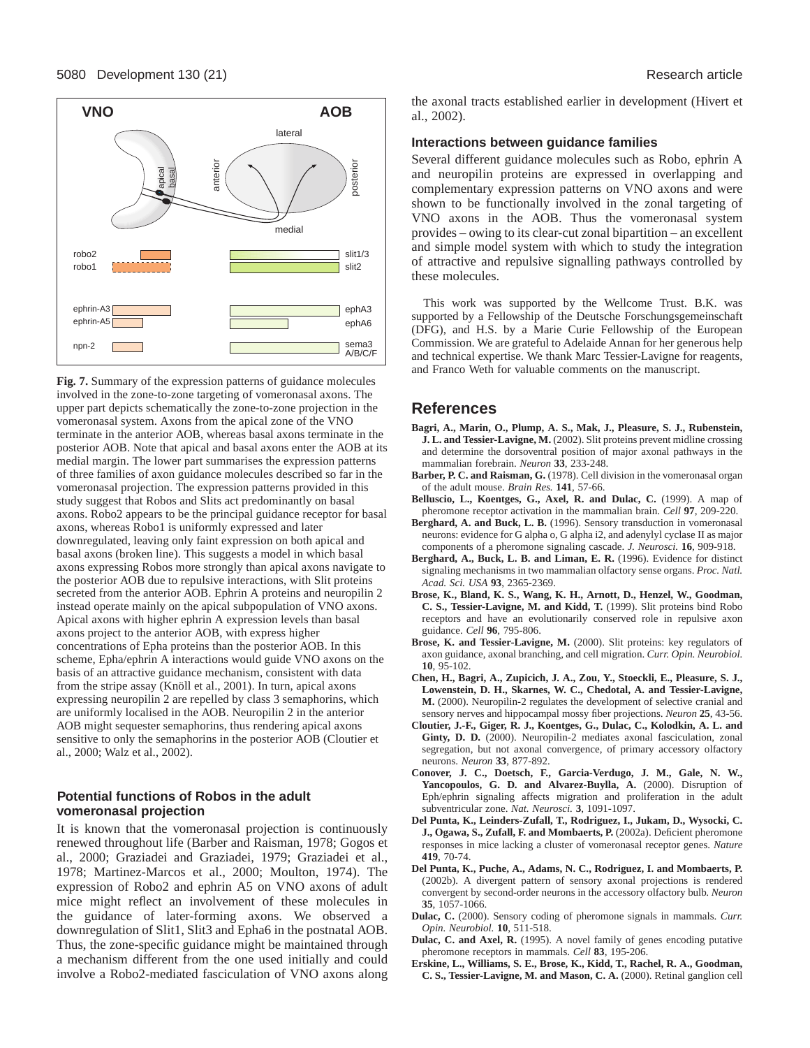**Fig. 7.** Summary of the expression patterns of guidance molecules involved in the zone-to-zone targeting of vomeronasal axons. The upper part depicts schematically the zone-to-zone projection in the vomeronasal system. Axons from the apical zone of the VNO terminate in the anterior AOB, whereas basal axons terminate in the posterior AOB. Note that apical and basal axons enter the AOB at its medial margin. The lower part summarises the expression patterns of three families of axon guidance molecules described so far in the vomeronasal projection. The expression patterns provided in this study suggest that Robos and Slits act predominantly on basal axons. Robo2 appears to be the principal guidance receptor for basal axons, whereas Robo1 is uniformly expressed and later downregulated, leaving only faint expression on both apical and basal axons (broken line). This suggests a model in which basal axons expressing Robos more strongly than apical axons navigate to the posterior AOB due to repulsive interactions, with Slit proteins secreted from the anterior AOB. Ephrin A proteins and neuropilin 2 instead operate mainly on the apical subpopulation of VNO axons. Apical axons with higher ephrin A expression levels than basal axons project to the anterior AOB, with express higher concentrations of Epha proteins than the posterior AOB. In this scheme, Epha/ephrin A interactions would guide VNO axons on the basis of an attractive guidance mechanism, consistent with data from the stripe assay (Knöll et al., 2001). In turn, apical axons expressing neuropilin 2 are repelled by class 3 semaphorins, which are uniformly localised in the AOB. Neuropilin 2 in the anterior AOB might sequester semaphorins, thus rendering apical axons sensitive to only the semaphorins in the posterior AOB (Cloutier et al., 2000; Walz et al., 2002).

### Potential functions of Robos in the adult vomeronasal projection

It is known that the vomeronasal projection is continuously renewed throughout life (Barber and Raisman, 1978; Gogos et al., 2000; Graziadei and Graziadei, 1979; Graziadei et al., 1978; Martinez-Marcos et al., 2000; Moulton, 1974). The expression of Robo2 and ephrin A5 on VNO axons of adult mice might reflect an involvement of these molecules in the guidance of later-forming axons. We observed a downregulation of Slit1, Slit3 and Epha6 in the postnatal AOB. Thus, the zone-specific guidance might be maintained through a mechanism different from the one used initially and could involve a Robo2-mediated fasciculation of VNO axons along the axonal tracts established earlier in development (Hivert et al., 2002).

### Interactions between guidance families

Several different guidance molecules such as Robo, ephrin A and neuropilin proteins are expressed in overlapping and complementary expression patterns on VNO axons and were shown to be functionally involved in the zonal targeting of VNO axons in the AOB. Thus the vomeronasal system provides – owing to its clear-cut zonal bipartition – an excellent and simple model system with which to study the integration of attractive and repulsive signalling pathways controlled by these molecules.

This work was supported by the Wellcome Trust. B.K. was supported by a Fellowship of the Deutsche Forschungsgemeinschaft (DFG), and H.S. by a Marie Curie Fellowship of the European Commission. We are grateful to Adelaide Annan for her generous help and technical expertise. We thank Marc Tessier-Lavigne for reagents, and Franco Weth for valuable comments on the manuscript.

## References

**Bagri, A., Marin, O., Plump, A. S., Mak, J., Pleasure, S. J., Rubenstein, J. L. and Tessier-Lavigne, M.** (2002). Slit proteins prevent midline crossing and determine the dorsoventral position of major axonal pathways in the mammalian forebrain. *Neuron* **33**, 233-248.

**Barber, P. C. and Raisman, G.** (1978). Cell division in the vomeronasal organ of the adult mouse. *Brain Res.* **141**, 57-66.

**Belluscio, L., Koentges, G., Axel, R. and Dulac, C.** (1999). A map of pheromone receptor activation in the mammalian brain. *Cell* **97**, 209-220.

**Berghard, A. and Buck, L. B.** (1996). Sensory transduction in vomeronasal neurons: evidence for G alpha o, G alpha i2, and adenylyl cyclase II as major components of a pheromone signaling cascade. *J. Neurosci.* **16**, 909-918.

**Berghard, A., Buck, L. B. and Liman, E. R.** (1996). Evidence for distinct signaling mechanisms in two mammalian olfactory sense organs. *Proc. Natl. Acad. Sci. USA* **93**, 2365-2369.

**Brose, K., Bland, K. S., Wang, K. H., Arnott, D., Henzel, W., Goodman, C. S., Tessier-Lavigne, M. and Kidd, T.** (1999). Slit proteins bind Robo receptors and have an evolutionarily conserved role in repulsive axon guidance. *Cell* **96**, 795-806.

**Brose, K. and Tessier-Lavigne, M.** (2000). Slit proteins: key regulators of axon guidance, axonal branching, and cell migration. *Curr. Opin. Neurobiol.* **10**, 95-102.

**Chen, H., Bagri, A., Zupicich, J. A., Zou, Y., Stoeckli, E., Pleasure, S. J., Lowenstein, D. H., Skarnes, W. C., Chedotal, A. and Tessier-Lavigne, M.** (2000). Neuropilin-2 regulates the development of selective cranial and sensory nerves and hippocampal mossy fiber projections. *Neuron* **25**, 43-56.

**Cloutier, J.-F., Giger, R. J., Koentges, G., Dulac, C., Kolodkin, A. L. and Ginty, D. D.** (2000). Neuropilin-2 mediates axonal fasciculation, zonal segregation, but not axonal convergence, of primary accessory olfactory neurons. *Neuron* **33**, 877-892.

**Conover, J. C., Doetsch, F., Garcia-Verdugo, J. M., Gale, N. W., Yancopoulos, G. D. and Alvarez-Buylla, A.** (2000). Disruption of Eph/ephrin signaling affects migration and proliferation in the adult subventricular zone. *Nat. Neurosci.* **3**, 1091-1097.

**Del Punta, K., Leinders-Zufall, T., Rodriguez, I., Jukam, D., Wysocki, C. J., Ogawa, S., Zufall, F. and Mombaerts, P.** (2002a). Deficient pheromone responses in mice lacking a cluster of vomeronasal receptor genes. *Nature* **419**, 70-74.

**Del Punta, K., Puche, A., Adams, N. C., Rodriguez, I. and Mombaerts, P.** (2002b). A divergent pattern of sensory axonal projections is rendered convergent by second-order neurons in the accessory olfactory bulb. *Neuron* **35**, 1057-1066.

**Dulac, C.** (2000). Sensory coding of pheromone signals in mammals. *Curr. Opin. Neurobiol.* **10**, 511-518.

**Dulac, C. and Axel, R.** (1995). A novel family of genes encoding putative pheromone receptors in mammals. *Cell* **83**, 195-206.

**Erskine, L., Williams, S. E., Brose, K., Kidd, T., Rachel, R. A., Goodman, C. S., Tessier-Lavigne, M. and Mason, C. A.** (2000). Retinal ganglion cell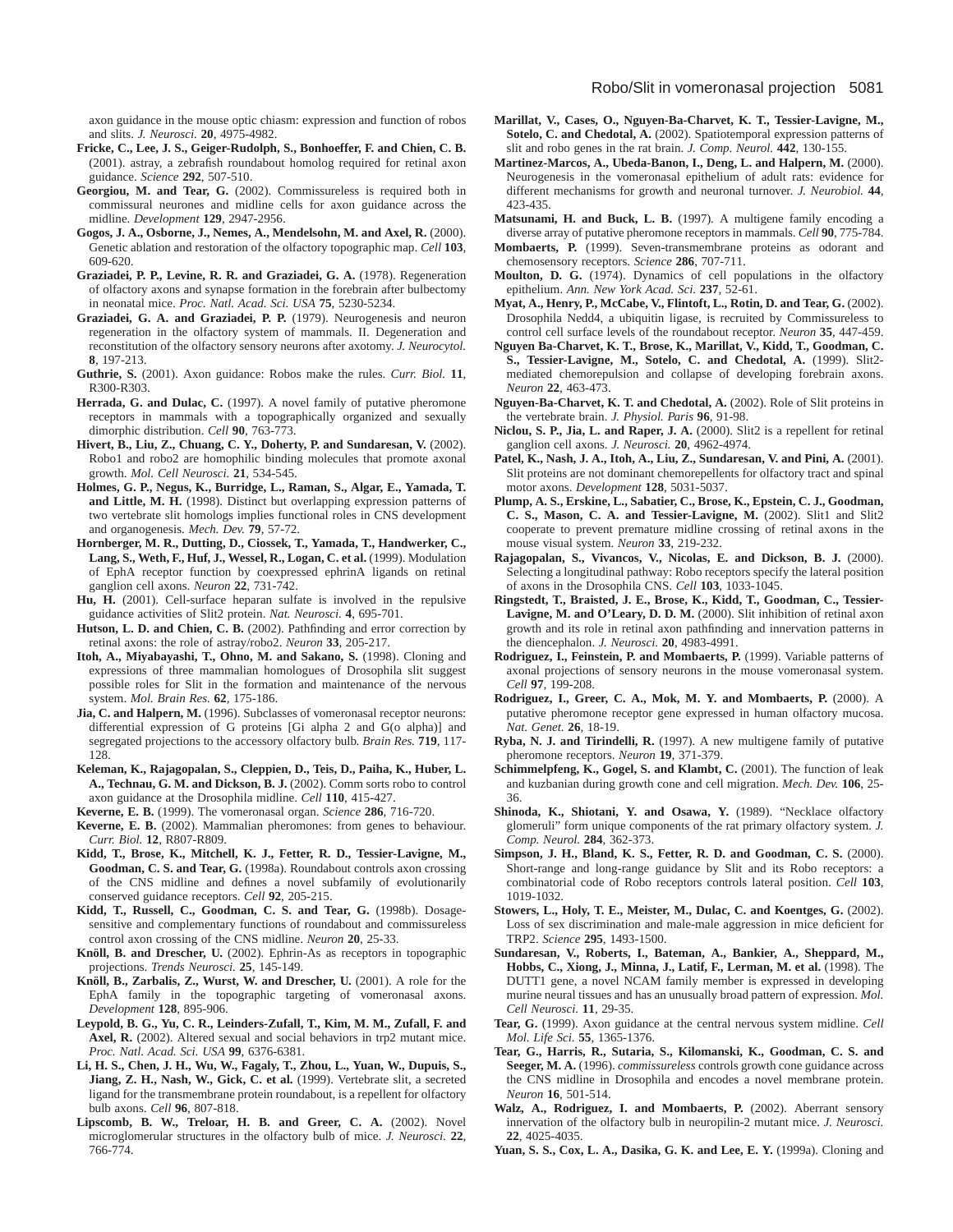axon guidance in the mouse optic chiasm: expression and function of robos and slits. *J. Neurosci.* **20**, 4975-4982.

**Fricke, C., Lee, J. S., Geiger-Rudolph, S., Bonhoeffer, F. and Chien, C. B.** (2001). astray, a zebrafish roundabout homolog required for retinal axon guidance. *Science* **292**, 507-510.

**Georgiou, M. and Tear, G.** (2002). Commissureless is required both in commissural neurones and midline cells for axon guidance across the midline. *Development* **129**, 2947-2956.

**Gogos, J. A., Osborne, J., Nemes, A., Mendelsohn, M. and Axel, R.** (2000). Genetic ablation and restoration of the olfactory topographic map. *Cell* **103**, 609-620.

**Graziadei, P. P., Levine, R. R. and Graziadei, G. A.** (1978). Regeneration of olfactory axons and synapse formation in the forebrain after bulbectomy in neonatal mice. *Proc. Natl. Acad. Sci. USA* **75**, 5230-5234.

**Graziadei, G. A. and Graziadei, P. P.** (1979). Neurogenesis and neuron regeneration in the olfactory system of mammals. II. Degeneration and reconstitution of the olfactory sensory neurons after axotomy. *J. Neurocytol.* **8**, 197-213.

**Guthrie, S.** (2001). Axon guidance: Robos make the rules. *Curr. Biol.* **11**, R300-R303.

**Herrada, G. and Dulac, C.** (1997). A novel family of putative pheromone receptors in mammals with a topographically organized and sexually dimorphic distribution. *Cell* **90**, 763-773.

**Hivert, B., Liu, Z., Chuang, C. Y., Doherty, P. and Sundaresan, V.** (2002). Robo1 and robo2 are homophilic binding molecules that promote axonal growth. *Mol. Cell Neurosci.* **21**, 534-545.

**Holmes, G. P., Negus, K., Burridge, L., Raman, S., Algar, E., Yamada, T. and Little, M. H.** (1998). Distinct but overlapping expression patterns of two vertebrate slit homologs implies functional roles in CNS development and organogenesis. *Mech. Dev.* **79**, 57-72.

**Hornberger, M. R., Dutting, D., Ciossek, T., Yamada, T., Handwerker, C., Lang, S., Weth, F., Huf, J., Wessel, R., Logan, C. et al.** (1999). Modulation of EphA receptor function by coexpressed ephrinA ligands on retinal ganglion cell axons. *Neuron* **22**, 731-742.

**Hu, H.** (2001). Cell-surface heparan sulfate is involved in the repulsive guidance activities of Slit2 protein. *Nat. Neurosci.* **4**, 695-701.

**Hutson, L. D. and Chien, C. B.** (2002). Pathfinding and error correction by retinal axons: the role of astray/robo2. *Neuron* **33**, 205-217.

**Itoh, A., Miyabayashi, T., Ohno, M. and Sakano, S.** (1998). Cloning and expressions of three mammalian homologues of Drosophila slit suggest possible roles for Slit in the formation and maintenance of the nervous system. *Mol. Brain Res.* **62**, 175-186.

**Jia, C. and Halpern, M.** (1996). Subclasses of vomeronasal receptor neurons: differential expression of G proteins [Gi alpha 2 and G(o alpha)] and segregated projections to the accessory olfactory bulb. *Brain Res.* **719**, 117-128.

**Keleman, K., Rajagopalan, S., Cleppien, D., Teis, D., Paiha, K., Huber, L. A., Technau, G. M. and Dickson, B. J.** (2002). Comm sorts robo to control axon guidance at the Drosophila midline. *Cell* **110**, 415-427.

**Keverne, E. B.** (1999). The vomeronasal organ. *Science* **286**, 716-720.

**Keverne, E. B.** (2002). Mammalian pheromones: from genes to behaviour. *Curr. Biol.* **12**, R807-R809.

**Kidd, T., Brose, K., Mitchell, K. J., Fetter, R. D., Tessier-Lavigne, M., Goodman, C. S. and Tear, G.** (1998a). Roundabout controls axon crossing of the CNS midline and defines a novel subfamily of evolutionarily conserved guidance receptors. *Cell* **92**, 205-215.

**Kidd, T., Russell, C., Goodman, C. S. and Tear, G.** (1998b). Dosage-sensitive and complementary functions of roundabout and commissureless control axon crossing of the CNS midline. *Neuron* **20**, 25-33.

**Knöll, B. and Drescher, U.** (2002). Ephrin-As as receptors in topographic projections. *Trends Neurosci.* **25**, 145-149.

**Knöll, B., Zarbalis, Z., Wurst, W. and Drescher, U.** (2001). A role for the EphA family in the topographic targeting of vomeronasal axons. *Development* **128**, 895-906.

**Leypold, B. G., Yu, C. R., Leinders-Zufall, T., Kim, M. M., Zufall, F. and Axel, R.** (2002). Altered sexual and social behaviors in trp2 mutant mice. *Proc. Natl. Acad. Sci. USA* **99**, 6376-6381.

**Li, H. S., Chen, J. H., Wu, W., Fagaly, T., Zhou, L., Yuan, W., Dupuis, S., Jiang, Z. H., Nash, W., Gick, C. et al.** (1999). Vertebrate slit, a secreted ligand for the transmembrane protein roundabout, is a repellent for olfactory bulb axons. *Cell* **96**, 807-818.

**Lipscomb, B. W., Treloar, H. B. and Greer, C. A.** (2002). Novel microglomerular structures in the olfactory bulb of mice. *J. Neurosci.* **22**, 766-774.

**Marillat, V., Cases, O., Nguyen-Ba-Charvet, K. T., Tessier-Lavigne, M., Sotelo, C. and Chedotal, A.** (2002). Spatiotemporal expression patterns of slit and robo genes in the rat brain. *J. Comp. Neurol.* **442**, 130-155.

**Martinez-Marcos, A., Ubeda-Banon, I., Deng, L. and Halpern, M.** (2000). Neurogenesis in the vomeronasal epithelium of adult rats: evidence for different mechanisms for growth and neuronal turnover. *J. Neurobiol.* **44**, 423-435.

**Matsunami, H. and Buck, L. B.** (1997). A multigene family encoding a diverse array of putative pheromone receptors in mammals. *Cell* **90**, 775-784.

**Mombaerts, P.** (1999). Seven-transmembrane proteins as odorant and chemosensory receptors. *Science* **286**, 707-711.

**Moulton, D. G.** (1974). Dynamics of cell populations in the olfactory epithelium. *Ann. New York Acad. Sci.* **237**, 52-61.

**Myat, A., Henry, P., McCabe, V., Flintoft, L., Rotin, D. and Tear, G.** (2002). Drosophila Nedd4, a ubiquitin ligase, is recruited by Commissureless to control cell surface levels of the roundabout receptor. *Neuron* **35**, 447-459.

**Nguyen Ba-Charvet, K. T., Brose, K., Marillat, V., Kidd, T., Goodman, C. S., Tessier-Lavigne, M., Sotelo, C. and Chedotal, A.** (1999). Slit2-mediated chemorepulsion and collapse of developing forebrain axons. *Neuron* **22**, 463-473.

**Nguyen-Ba-Charvet, K. T. and Chedotal, A.** (2002). Role of Slit proteins in the vertebrate brain. *J. Physiol. Paris* **96**, 91-98.

**Niclou, S. P., Jia, L. and Raper, J. A.** (2000). Slit2 is a repellent for retinal ganglion cell axons. *J. Neurosci.* **20**, 4962-4974.

**Patel, K., Nash, J. A., Itoh, A., Liu, Z., Sundaresan, V. and Pini, A.** (2001). Slit proteins are not dominant chemorepellents for olfactory tract and spinal motor axons. *Development* **128**, 5031-5037.

**Plump, A. S., Erskine, L., Sabatier, C., Brose, K., Epstein, C. J., Goodman, C. S., Mason, C. A. and Tessier-Lavigne, M.** (2002). Slit1 and Slit2 cooperate to prevent premature midline crossing of retinal axons in the mouse visual system. *Neuron* **33**, 219-232.

**Rajagopalan, S., Vivancos, V., Nicolas, E. and Dickson, B. J.** (2000). Selecting a longitudinal pathway: Robo receptors specify the lateral position of axons in the Drosophila CNS. *Cell* **103**, 1033-1045.

**Ringstedt, T., Braisted, J. E., Brose, K., Kidd, T., Goodman, C., Tessier-Lavigne, M. and O'Leary, D. D. M.** (2000). Slit inhibition of retinal axon growth and its role in retinal axon pathfinding and innervation patterns in the diencephalon. *J. Neurosci.* **20**, 4983-4991.

**Rodriguez, I., Feinstein, P. and Mombaerts, P.** (1999). Variable patterns of axonal projections of sensory neurons in the mouse vomeronasal system. *Cell* **97**, 199-208.

**Rodriguez, I., Greer, C. A., Mok, M. Y. and Mombaerts, P.** (2000). A putative pheromone receptor gene expressed in human olfactory mucosa. *Nat. Genet.* **26**, 18-19.

**Ryba, N. J. and Tirindelli, R.** (1997). A new multigene family of putative pheromone receptors. *Neuron* **19**, 371-379.

**Schimmelpfeng, K., Gogel, S. and Klambt, C.** (2001). The function of leak and kuzbanian during growth cone and cell migration. *Mech. Dev.* **106**, 25-36.

**Shinoda, K., Shiotani, Y. and Osawa, Y.** (1989). "Necklace olfactory glomeruli" form unique components of the rat primary olfactory system. *J. Comp. Neurol.* **284**, 362-373.

**Simpson, J. H., Bland, K. S., Fetter, R. D. and Goodman, C. S.** (2000). Short-range and long-range guidance by Slit and its Robo receptors: a combinatorial code of Robo receptors controls lateral position. *Cell* **103**, 1019-1032.

**Stowers, L., Holy, T. E., Meister, M., Dulac, C. and Koentges, G.** (2002). Loss of sex discrimination and male-male aggression in mice deficient for TRP2. *Science* **295**, 1493-1500.

**Sundaresan, V., Roberts, I., Bateman, A., Bankier, A., Sheppard, M., Hobbs, C., Xiong, J., Minna, J., Latif, F., Lerman, M. et al.** (1998). The DUTT1 gene, a novel NCAM family member is expressed in developing murine neural tissues and has an unusually broad pattern of expression. *Mol. Cell Neurosci.* **11**, 29-35.

**Tear, G.** (1999). Axon guidance at the central nervous system midline. *Cell Mol. Life Sci.* **55**, 1365-1376.

**Tear, G., Harris, R., Sutaria, S., Kilomanski, K., Goodman, C. S. and Seeger, M. A.** (1996). *commissureless* controls growth cone guidance across the CNS midline in Drosophila and encodes a novel membrane protein. *Neuron* **16**, 501-514.

**Walz, A., Rodriguez, I. and Mombaerts, P.** (2002). Aberrant sensory innervation of the olfactory bulb in neuropilin-2 mutant mice. *J. Neurosci.* **22**, 4025-4035.

**Yuan, S. S., Cox, L. A., Dasika, G. K. and Lee, E. Y.** (1999a). Cloning and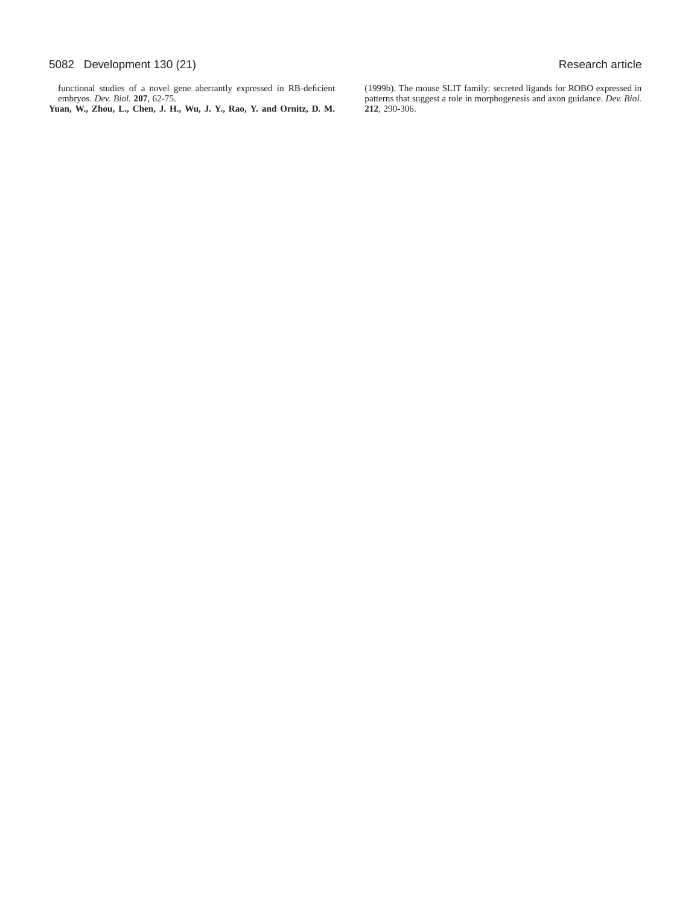functional studies of a novel gene aberrantly expressed in RB-deficient embryos. *Dev. Biol.* **207**, 62-75.

**Yuan, W., Zhou, L., Chen, J. H., Wu, J. Y., Rao, Y. and Ornitz, D. M.** (1999b). The mouse SLIT family: secreted ligands for ROBO expressed in patterns that suggest a role in morphogenesis and axon guidance. *Dev. Biol.* **212**, 290-306.